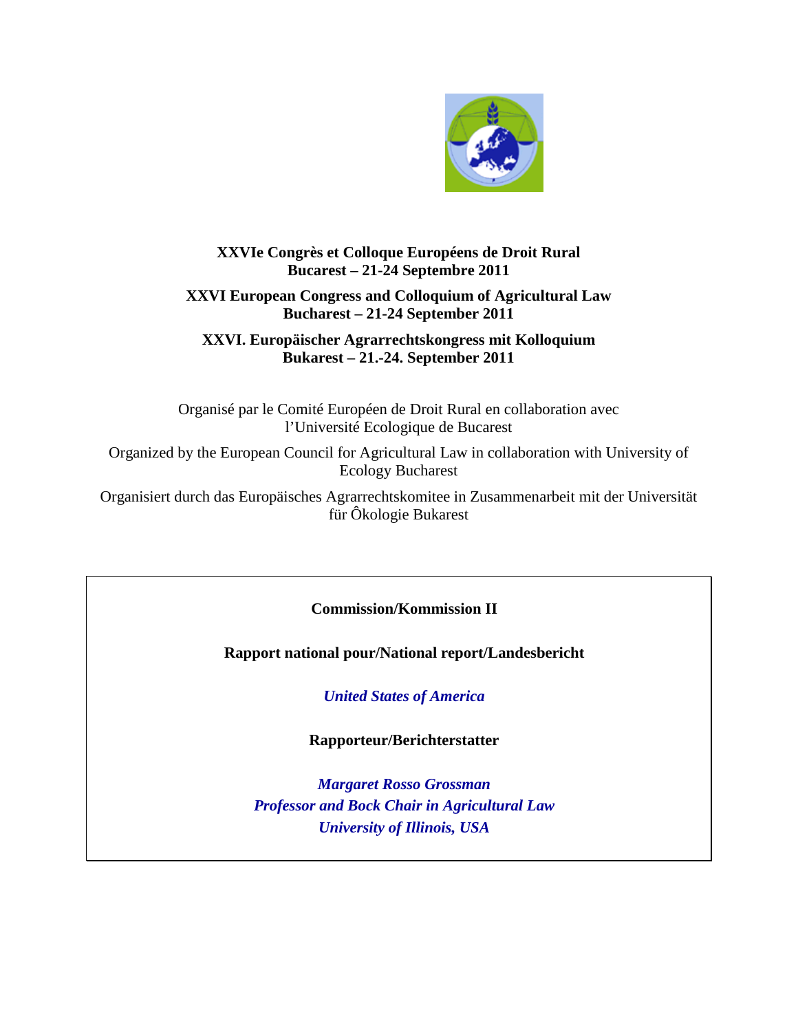**XXVIe Congrès et Colloque Européens de Droit Rural**
**Bucarest – 21-24 Septembre 2011**

**XXVI European Congress and Colloquium of Agricultural Law**
**Bucharest – 21-24 September 2011**

**XXVI. Europäischer Agrarrechtskongress mit Kolloquium**
**Bukarest – 21.-24. September 2011**

Organisé par le Comité Européen de Droit Rural en collaboration avec l'Université Ecologique de Bucarest

Organized by the European Council for Agricultural Law in collaboration with University of Ecology Bucharest

Organisiert durch das Europäisches Agrarrechtskomitee in Zusammenarbeit mit der Universität für Ôkologie Bukarest

**Commission/Kommission II**

**Rapport national pour/National report/Landesbericht**

***United States of America***

**Rapporteur/Berichterstatter**

***Margaret Rosso Grossman***
***Professor and Bock Chair in Agricultural Law***
***University of Illinois, USA***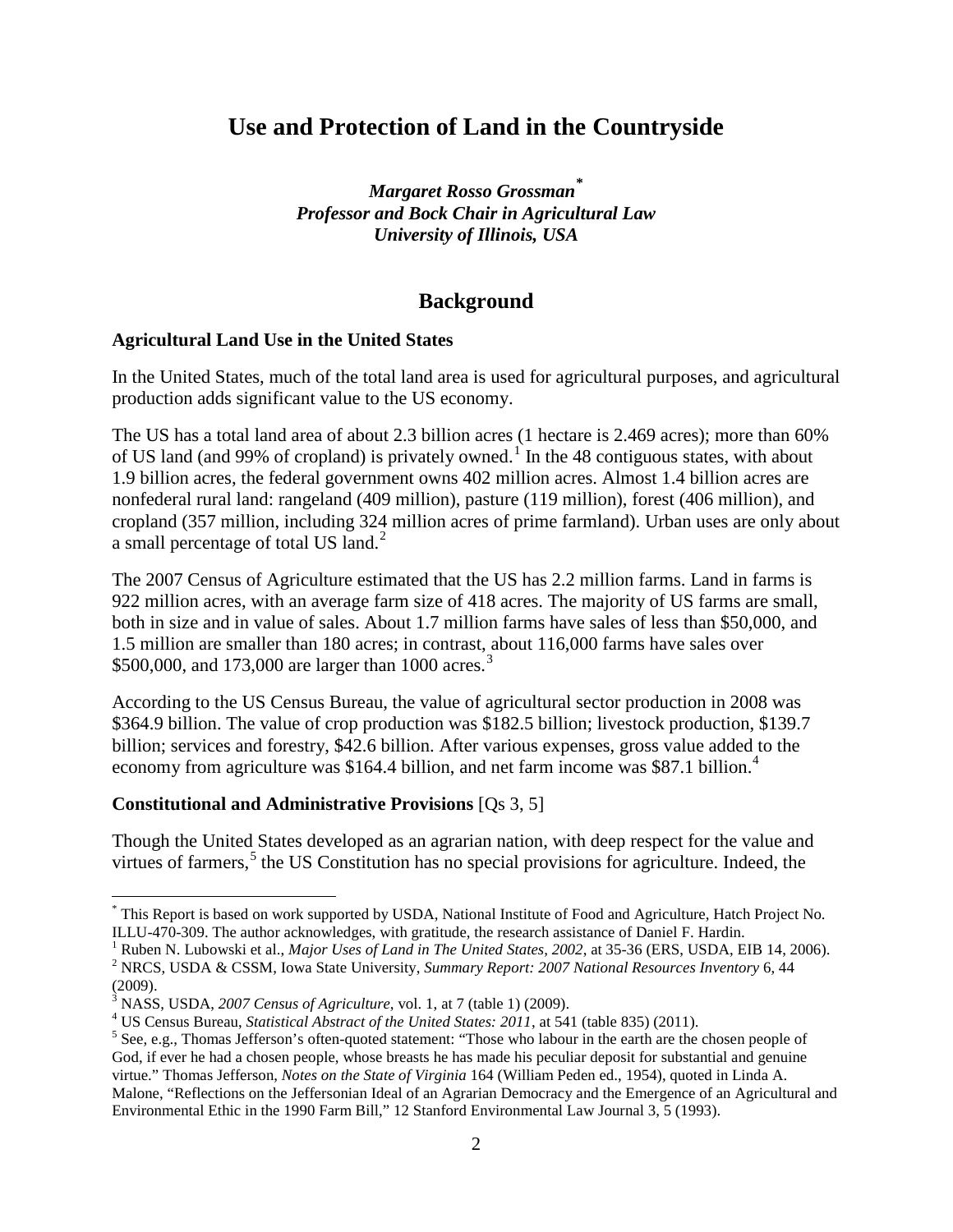# Use and Protection of Land in the Countryside

***Margaret Rosso Grossman*** [*]
***Professor and Bock Chair in Agricultural Law***
***University of Illinois, USA***

## Background

### Agricultural Land Use in the United States

In the United States, much of the total land area is used for agricultural purposes, and agricultural production adds significant value to the US economy.

The US has a total land area of about 2.3 billion acres (1 hectare is 2.469 acres); more than 60% of US land (and 99% of cropland) is privately owned.[1] In the 48 contiguous states, with about 1.9 billion acres, the federal government owns 402 million acres. Almost 1.4 billion acres are nonfederal rural land: rangeland (409 million), pasture (119 million), forest (406 million), and cropland (357 million, including 324 million acres of prime farmland). Urban uses are only about a small percentage of total US land.[2]

The 2007 Census of Agriculture estimated that the US has 2.2 million farms. Land in farms is 922 million acres, with an average farm size of 418 acres. The majority of US farms are small, both in size and in value of sales. About 1.7 million farms have sales of less than $50,000, and 1.5 million are smaller than 180 acres; in contrast, about 116,000 farms have sales over $500,000, and 173,000 are larger than 1000 acres.[3]

According to the US Census Bureau, the value of agricultural sector production in 2008 was $364.9 billion. The value of crop production was $182.5 billion; livestock production, $139.7 billion; services and forestry, $42.6 billion. After various expenses, gross value added to the economy from agriculture was $164.4 billion, and net farm income was $87.1 billion.[4]

### Constitutional and Administrative Provisions [Qs 3, 5]

Though the United States developed as an agrarian nation, with deep respect for the value and virtues of farmers,[5] the US Constitution has no special provisions for agriculture. Indeed, the

---

[*] This Report is based on work supported by USDA, National Institute of Food and Agriculture, Hatch Project No. ILLU-470-309. The author acknowledges, with gratitude, the research assistance of Daniel F. Hardin.

[1] Ruben N. Lubowski et al., *Major Uses of Land in The United States, 2002*, at 35-36 (ERS, USDA, EIB 14, 2006).

[2] NRCS, USDA & CSSM, Iowa State University, *Summary Report: 2007 National Resources Inventory* 6, 44 (2009).

[3] NASS, USDA, *2007 Census of Agriculture*, vol. 1, at 7 (table 1) (2009).

[4] US Census Bureau, *Statistical Abstract of the United States: 2011*, at 541 (table 835) (2011).

[5] See, e.g., Thomas Jefferson's often-quoted statement: "Those who labour in the earth are the chosen people of God, if ever he had a chosen people, whose breasts he has made his peculiar deposit for substantial and genuine virtue." Thomas Jefferson, *Notes on the State of Virginia* 164 (William Peden ed., 1954), quoted in Linda A. Malone, "Reflections on the Jeffersonian Ideal of an Agrarian Democracy and the Emergence of an Agricultural and Environmental Ethic in the 1990 Farm Bill," 12 Stanford Environmental Law Journal 3, 5 (1993).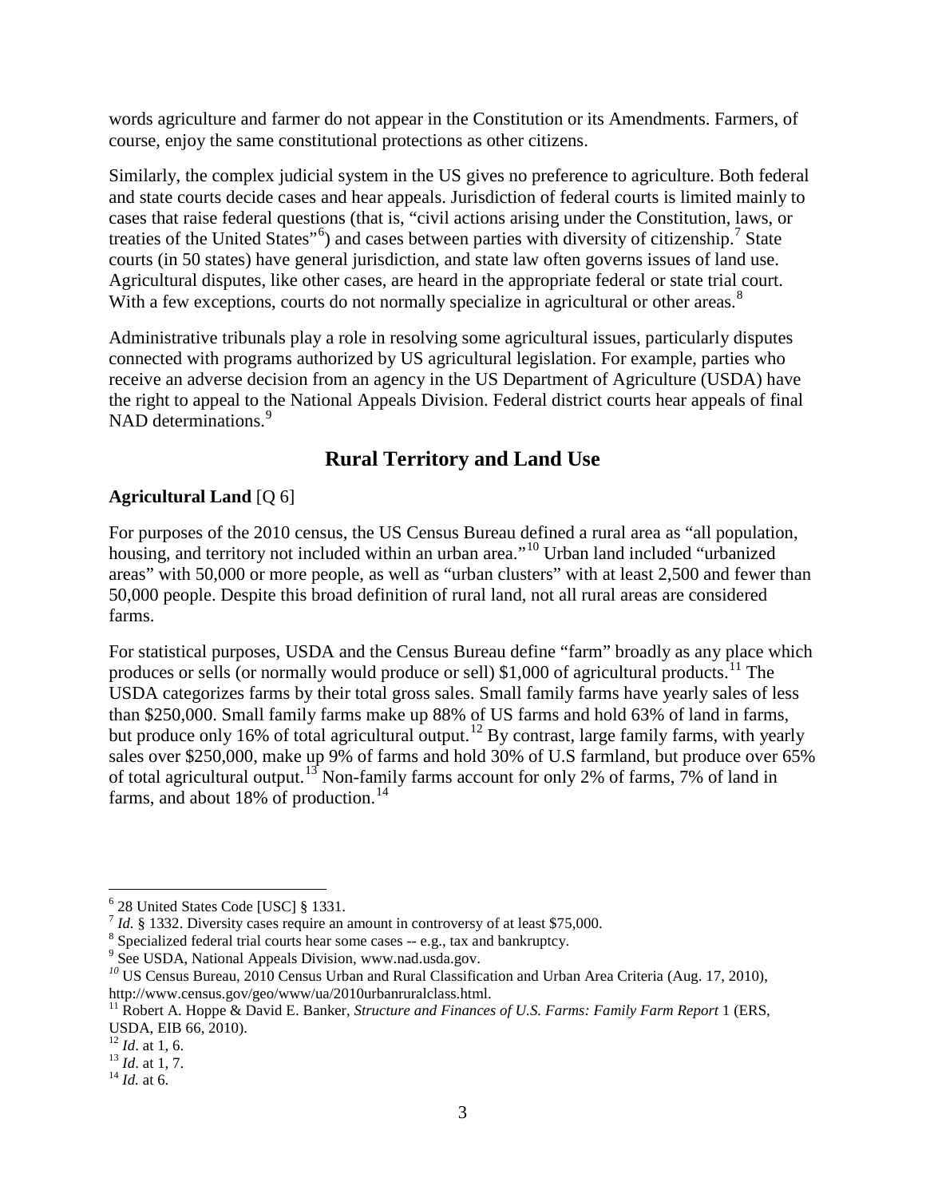words agriculture and farmer do not appear in the Constitution or its Amendments. Farmers, of course, enjoy the same constitutional protections as other citizens.

Similarly, the complex judicial system in the US gives no preference to agriculture. Both federal and state courts decide cases and hear appeals. Jurisdiction of federal courts is limited mainly to cases that raise federal questions (that is, "civil actions arising under the Constitution, laws, or treaties of the United States"[6]) and cases between parties with diversity of citizenship.[7] State courts (in 50 states) have general jurisdiction, and state law often governs issues of land use. Agricultural disputes, like other cases, are heard in the appropriate federal or state trial court. With a few exceptions, courts do not normally specialize in agricultural or other areas.[8]

Administrative tribunals play a role in resolving some agricultural issues, particularly disputes connected with programs authorized by US agricultural legislation. For example, parties who receive an adverse decision from an agency in the US Department of Agriculture (USDA) have the right to appeal to the National Appeals Division. Federal district courts hear appeals of final NAD determinations.[9]

## Rural Territory and Land Use

**Agricultural Land** [Q 6]

For purposes of the 2010 census, the US Census Bureau defined a rural area as "all population, housing, and territory not included within an urban area."[10] Urban land included "urbanized areas" with 50,000 or more people, as well as "urban clusters" with at least 2,500 and fewer than 50,000 people. Despite this broad definition of rural land, not all rural areas are considered farms.

For statistical purposes, USDA and the Census Bureau define "farm" broadly as any place which produces or sells (or normally would produce or sell) $1,000 of agricultural products.[11] The USDA categorizes farms by their total gross sales. Small family farms have yearly sales of less than $250,000. Small family farms make up 88% of US farms and hold 63% of land in farms, but produce only 16% of total agricultural output.[12] By contrast, large family farms, with yearly sales over $250,000, make up 9% of farms and hold 30% of U.S farmland, but produce over 65% of total agricultural output.[13] Non-family farms account for only 2% of farms, 7% of land in farms, and about 18% of production.[14]

---

[6] 28 United States Code [USC] § 1331.

[7] *Id.* § 1332. Diversity cases require an amount in controversy of at least $75,000.

[8] Specialized federal trial courts hear some cases -- e.g., tax and bankruptcy.

[9] See USDA, National Appeals Division, www.nad.usda.gov.

[10] US Census Bureau, 2010 Census Urban and Rural Classification and Urban Area Criteria (Aug. 17, 2010), http://www.census.gov/geo/www/ua/2010urbanruralclass.html.

[11] Robert A. Hoppe & David E. Banker, *Structure and Finances of U.S. Farms: Family Farm Report* 1 (ERS, USDA, EIB 66, 2010).

[12] *Id*. at 1, 6.

[13] *Id*. at 1, 7.

[14] *Id.* at 6.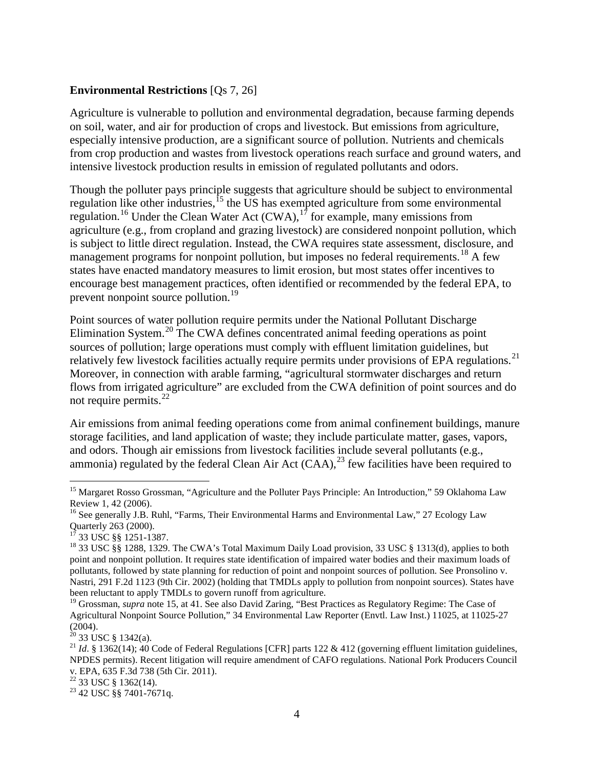**Environmental Restrictions** [Qs 7, 26]

Agriculture is vulnerable to pollution and environmental degradation, because farming depends on soil, water, and air for production of crops and livestock. But emissions from agriculture, especially intensive production, are a significant source of pollution. Nutrients and chemicals from crop production and wastes from livestock operations reach surface and ground waters, and intensive livestock production results in emission of regulated pollutants and odors.

Though the polluter pays principle suggests that agriculture should be subject to environmental regulation like other industries,[15] the US has exempted agriculture from some environmental regulation.[16] Under the Clean Water Act (CWA),[17] for example, many emissions from agriculture (e.g., from cropland and grazing livestock) are considered nonpoint pollution, which is subject to little direct regulation. Instead, the CWA requires state assessment, disclosure, and management programs for nonpoint pollution, but imposes no federal requirements.[18] A few states have enacted mandatory measures to limit erosion, but most states offer incentives to encourage best management practices, often identified or recommended by the federal EPA, to prevent nonpoint source pollution.[19]

Point sources of water pollution require permits under the National Pollutant Discharge Elimination System.[20] The CWA defines concentrated animal feeding operations as point sources of pollution; large operations must comply with effluent limitation guidelines, but relatively few livestock facilities actually require permits under provisions of EPA regulations.[21] Moreover, in connection with arable farming, "agricultural stormwater discharges and return flows from irrigated agriculture" are excluded from the CWA definition of point sources and do not require permits.[22]

Air emissions from animal feeding operations come from animal confinement buildings, manure storage facilities, and land application of waste; they include particulate matter, gases, vapors, and odors. Though air emissions from livestock facilities include several pollutants (e.g., ammonia) regulated by the federal Clean Air Act (CAA),[23] few facilities have been required to

---

[15] Margaret Rosso Grossman, "Agriculture and the Polluter Pays Principle: An Introduction," 59 Oklahoma Law Review 1, 42 (2006).

[16] See generally J.B. Ruhl, "Farms, Their Environmental Harms and Environmental Law," 27 Ecology Law Quarterly 263 (2000).

[17] 33 USC §§ 1251-1387.

[18] 33 USC §§ 1288, 1329. The CWA's Total Maximum Daily Load provision, 33 USC § 1313(d), applies to both point and nonpoint pollution. It requires state identification of impaired water bodies and their maximum loads of pollutants, followed by state planning for reduction of point and nonpoint sources of pollution. See Pronsolino v. Nastri, 291 F.2d 1123 (9th Cir. 2002) (holding that TMDLs apply to pollution from nonpoint sources). States have been reluctant to apply TMDLs to govern runoff from agriculture.

[19] Grossman, *supra* note 15, at 41. See also David Zaring, "Best Practices as Regulatory Regime: The Case of Agricultural Nonpoint Source Pollution," 34 Environmental Law Reporter (Envtl. Law Inst.) 11025, at 11025-27 (2004).

[20] 33 USC § 1342(a).

[21] *Id*. § 1362(14); 40 Code of Federal Regulations [CFR] parts 122 & 412 (governing effluent limitation guidelines, NPDES permits). Recent litigation will require amendment of CAFO regulations. National Pork Producers Council v. EPA, 635 F.3d 738 (5th Cir. 2011).

[22] 33 USC § 1362(14).

[23] 42 USC §§ 7401-7671q.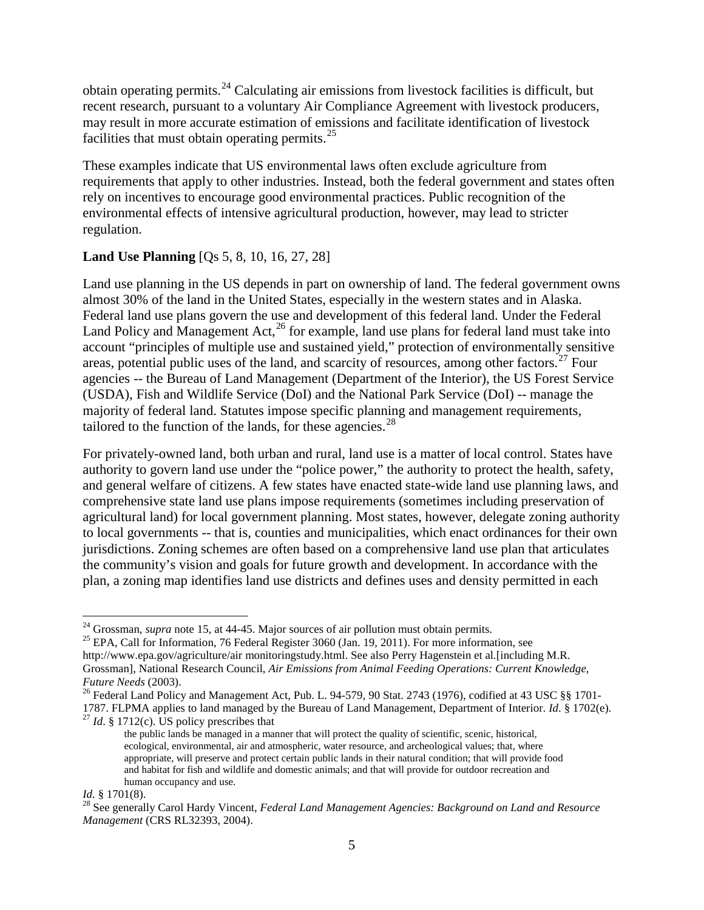obtain operating permits.[24] Calculating air emissions from livestock facilities is difficult, but recent research, pursuant to a voluntary Air Compliance Agreement with livestock producers, may result in more accurate estimation of emissions and facilitate identification of livestock facilities that must obtain operating permits.[25]

These examples indicate that US environmental laws often exclude agriculture from requirements that apply to other industries. Instead, both the federal government and states often rely on incentives to encourage good environmental practices. Public recognition of the environmental effects of intensive agricultural production, however, may lead to stricter regulation.

**Land Use Planning** [Qs 5, 8, 10, 16, 27, 28]

Land use planning in the US depends in part on ownership of land. The federal government owns almost 30% of the land in the United States, especially in the western states and in Alaska. Federal land use plans govern the use and development of this federal land. Under the Federal Land Policy and Management Act,[26] for example, land use plans for federal land must take into account "principles of multiple use and sustained yield," protection of environmentally sensitive areas, potential public uses of the land, and scarcity of resources, among other factors.[27] Four agencies -- the Bureau of Land Management (Department of the Interior), the US Forest Service (USDA), Fish and Wildlife Service (DoI) and the National Park Service (DoI) -- manage the majority of federal land. Statutes impose specific planning and management requirements, tailored to the function of the lands, for these agencies.[28]

For privately-owned land, both urban and rural, land use is a matter of local control. States have authority to govern land use under the "police power," the authority to protect the health, safety, and general welfare of citizens. A few states have enacted state-wide land use planning laws, and comprehensive state land use plans impose requirements (sometimes including preservation of agricultural land) for local government planning. Most states, however, delegate zoning authority to local governments -- that is, counties and municipalities, which enact ordinances for their own jurisdictions. Zoning schemes are often based on a comprehensive land use plan that articulates the community's vision and goals for future growth and development. In accordance with the plan, a zoning map identifies land use districts and defines uses and density permitted in each

---

[24] Grossman, *supra* note 15, at 44-45. Major sources of air pollution must obtain permits.

[25] EPA, Call for Information, 76 Federal Register 3060 (Jan. 19, 2011). For more information, see http://www.epa.gov/agriculture/air monitoringstudy.html. See also Perry Hagenstein et al.[including M.R. Grossman], National Research Council, *Air Emissions from Animal Feeding Operations: Current Knowledge, Future Needs* (2003).

[26] Federal Land Policy and Management Act, Pub. L. 94-579, 90 Stat. 2743 (1976), codified at 43 USC §§ 1701-1787. FLPMA applies to land managed by the Bureau of Land Management, Department of Interior. *Id*. § 1702(e).

[27] *Id*. § 1712(c). US policy prescribes that

> the public lands be managed in a manner that will protect the quality of scientific, scenic, historical, ecological, environmental, air and atmospheric, water resource, and archeological values; that, where appropriate, will preserve and protect certain public lands in their natural condition; that will provide food and habitat for fish and wildlife and domestic animals; and that will provide for outdoor recreation and human occupancy and use.

*Id*. § 1701(8).

[28] See generally Carol Hardy Vincent, *Federal Land Management Agencies: Background on Land and Resource Management* (CRS RL32393, 2004).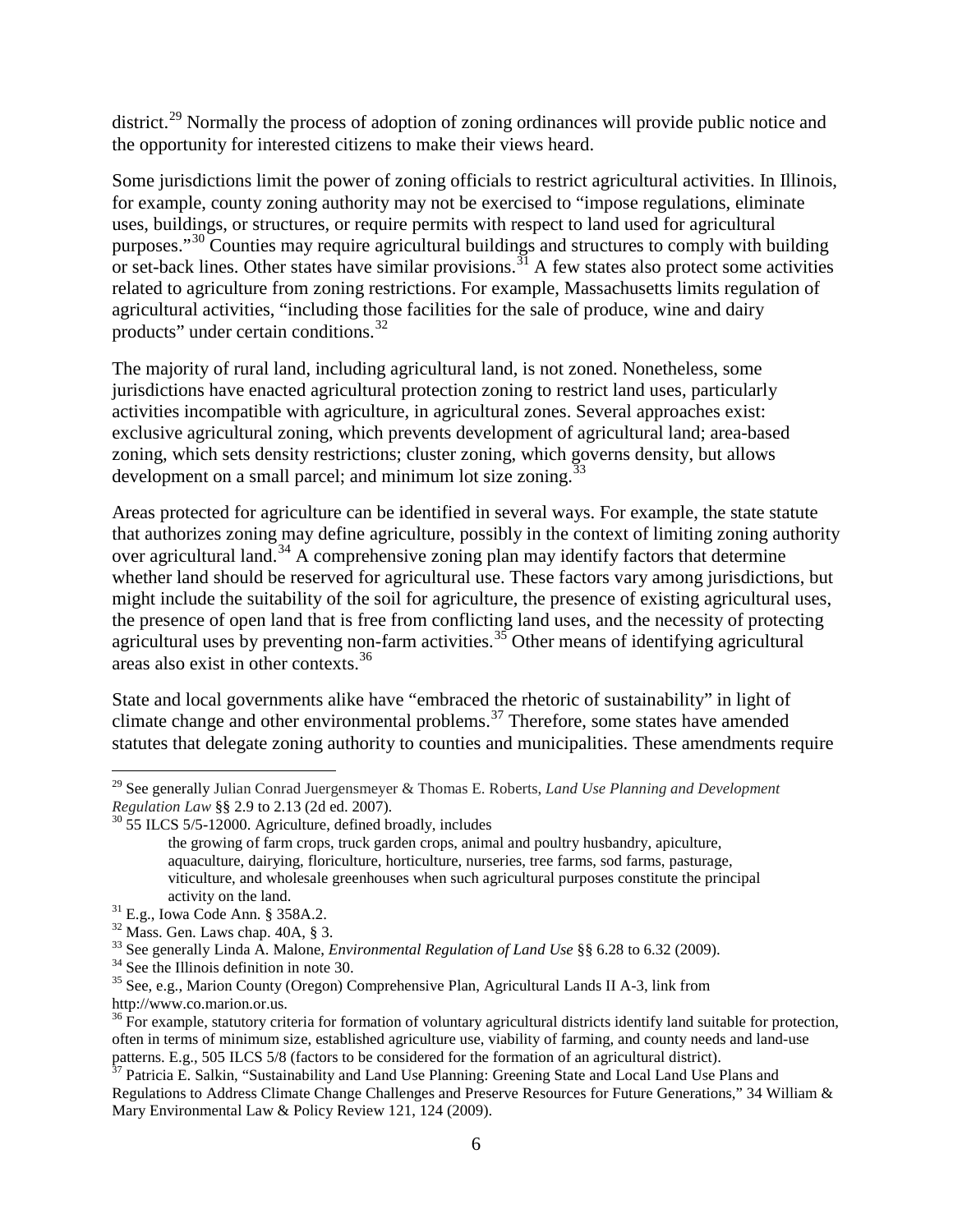district.[29] Normally the process of adoption of zoning ordinances will provide public notice and the opportunity for interested citizens to make their views heard.

Some jurisdictions limit the power of zoning officials to restrict agricultural activities. In Illinois, for example, county zoning authority may not be exercised to "impose regulations, eliminate uses, buildings, or structures, or require permits with respect to land used for agricultural purposes."[30] Counties may require agricultural buildings and structures to comply with building or set-back lines. Other states have similar provisions.[31] A few states also protect some activities related to agriculture from zoning restrictions. For example, Massachusetts limits regulation of agricultural activities, "including those facilities for the sale of produce, wine and dairy products" under certain conditions.[32]

The majority of rural land, including agricultural land, is not zoned. Nonetheless, some jurisdictions have enacted agricultural protection zoning to restrict land uses, particularly activities incompatible with agriculture, in agricultural zones. Several approaches exist: exclusive agricultural zoning, which prevents development of agricultural land; area-based zoning, which sets density restrictions; cluster zoning, which governs density, but allows development on a small parcel; and minimum lot size zoning.[33]

Areas protected for agriculture can be identified in several ways. For example, the state statute that authorizes zoning may define agriculture, possibly in the context of limiting zoning authority over agricultural land.[34] A comprehensive zoning plan may identify factors that determine whether land should be reserved for agricultural use. These factors vary among jurisdictions, but might include the suitability of the soil for agriculture, the presence of existing agricultural uses, the presence of open land that is free from conflicting land uses, and the necessity of protecting agricultural uses by preventing non-farm activities.[35] Other means of identifying agricultural areas also exist in other contexts.[36]

State and local governments alike have "embraced the rhetoric of sustainability" in light of climate change and other environmental problems.[37] Therefore, some states have amended statutes that delegate zoning authority to counties and municipalities. These amendments require

---

[29] See generally Julian Conrad Juergensmeyer & Thomas E. Roberts, *Land Use Planning and Development Regulation Law* §§ 2.9 to 2.13 (2d ed. 2007).

[30] 55 ILCS 5/5-12000. Agriculture, defined broadly, includes

> the growing of farm crops, truck garden crops, animal and poultry husbandry, apiculture, aquaculture, dairying, floriculture, horticulture, nurseries, tree farms, sod farms, pasturage, viticulture, and wholesale greenhouses when such agricultural purposes constitute the principal activity on the land.

[31] E.g., Iowa Code Ann. § 358A.2.

[32] Mass. Gen. Laws chap. 40A, § 3.

[33] See generally Linda A. Malone, *Environmental Regulation of Land Use* §§ 6.28 to 6.32 (2009).

[34] See the Illinois definition in note 30.

[35] See, e.g., Marion County (Oregon) Comprehensive Plan, Agricultural Lands II A-3, link from http://www.co.marion.or.us.

[36] For example, statutory criteria for formation of voluntary agricultural districts identify land suitable for protection, often in terms of minimum size, established agriculture use, viability of farming, and county needs and land-use patterns. E.g., 505 ILCS 5/8 (factors to be considered for the formation of an agricultural district).

[37] Patricia E. Salkin, "Sustainability and Land Use Planning: Greening State and Local Land Use Plans and Regulations to Address Climate Change Challenges and Preserve Resources for Future Generations," 34 William & Mary Environmental Law & Policy Review 121, 124 (2009).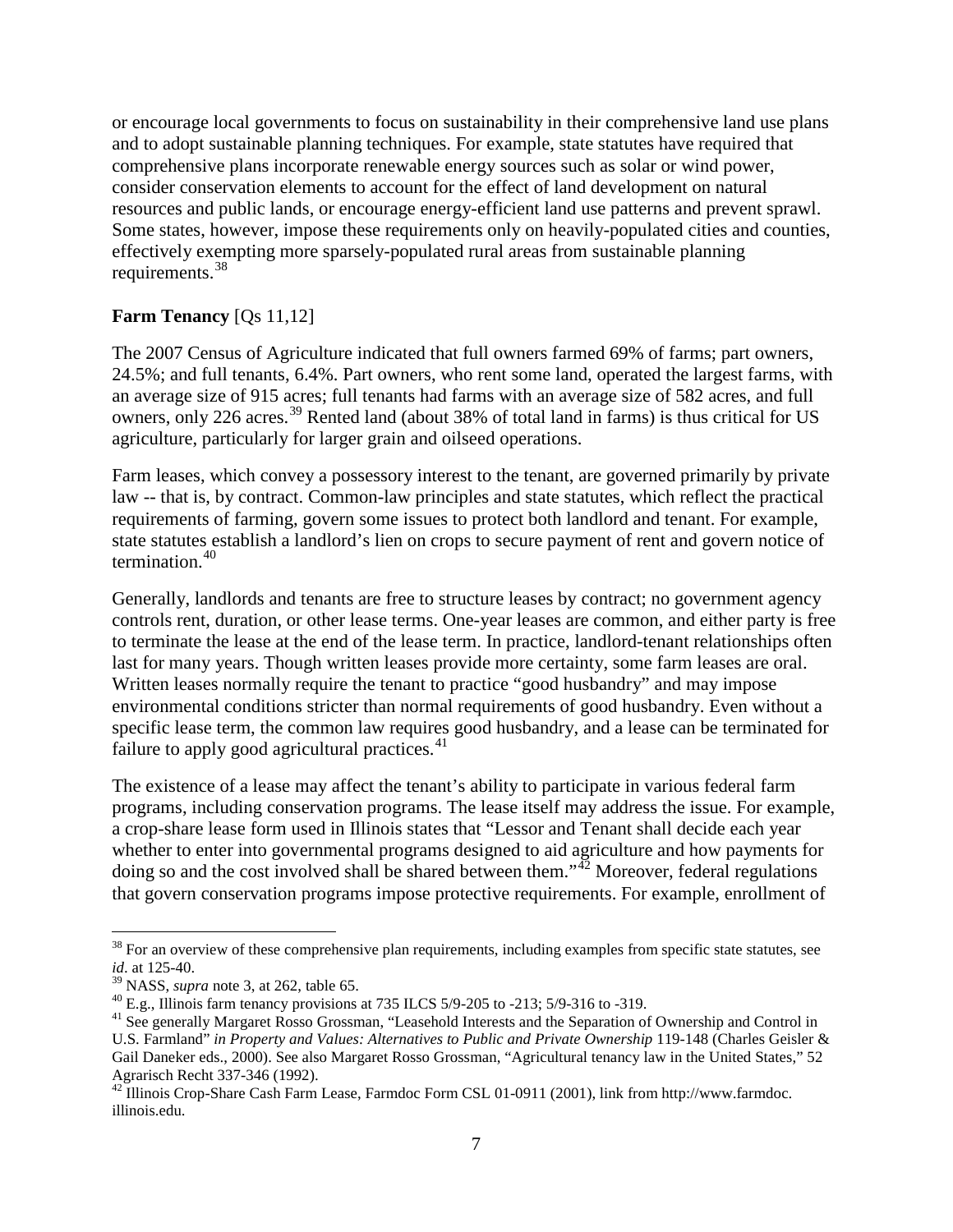or encourage local governments to focus on sustainability in their comprehensive land use plans and to adopt sustainable planning techniques. For example, state statutes have required that comprehensive plans incorporate renewable energy sources such as solar or wind power, consider conservation elements to account for the effect of land development on natural resources and public lands, or encourage energy-efficient land use patterns and prevent sprawl. Some states, however, impose these requirements only on heavily-populated cities and counties, effectively exempting more sparsely-populated rural areas from sustainable planning requirements.[38]

**Farm Tenancy** [Qs 11,12]

The 2007 Census of Agriculture indicated that full owners farmed 69% of farms; part owners, 24.5%; and full tenants, 6.4%. Part owners, who rent some land, operated the largest farms, with an average size of 915 acres; full tenants had farms with an average size of 582 acres, and full owners, only 226 acres.[39] Rented land (about 38% of total land in farms) is thus critical for US agriculture, particularly for larger grain and oilseed operations.

Farm leases, which convey a possessory interest to the tenant, are governed primarily by private law -- that is, by contract. Common-law principles and state statutes, which reflect the practical requirements of farming, govern some issues to protect both landlord and tenant. For example, state statutes establish a landlord's lien on crops to secure payment of rent and govern notice of termination.[40]

Generally, landlords and tenants are free to structure leases by contract; no government agency controls rent, duration, or other lease terms. One-year leases are common, and either party is free to terminate the lease at the end of the lease term. In practice, landlord-tenant relationships often last for many years. Though written leases provide more certainty, some farm leases are oral. Written leases normally require the tenant to practice "good husbandry" and may impose environmental conditions stricter than normal requirements of good husbandry. Even without a specific lease term, the common law requires good husbandry, and a lease can be terminated for failure to apply good agricultural practices.[41]

The existence of a lease may affect the tenant's ability to participate in various federal farm programs, including conservation programs. The lease itself may address the issue. For example, a crop-share lease form used in Illinois states that "Lessor and Tenant shall decide each year whether to enter into governmental programs designed to aid agriculture and how payments for doing so and the cost involved shall be shared between them."[42] Moreover, federal regulations that govern conservation programs impose protective requirements. For example, enrollment of

---

[38] For an overview of these comprehensive plan requirements, including examples from specific state statutes, see *id*. at 125-40.

[39] NASS, *supra* note 3, at 262, table 65.

[40] E.g., Illinois farm tenancy provisions at 735 ILCS 5/9-205 to -213; 5/9-316 to -319.

[41] See generally Margaret Rosso Grossman, "Leasehold Interests and the Separation of Ownership and Control in U.S. Farmland" *in Property and Values: Alternatives to Public and Private Ownership* 119-148 (Charles Geisler & Gail Daneker eds., 2000). See also Margaret Rosso Grossman, "Agricultural tenancy law in the United States," 52 Agrarisch Recht 337-346 (1992).

[42] Illinois Crop-Share Cash Farm Lease, Farmdoc Form CSL 01-0911 (2001), link from http://www.farmdoc.illinois.edu.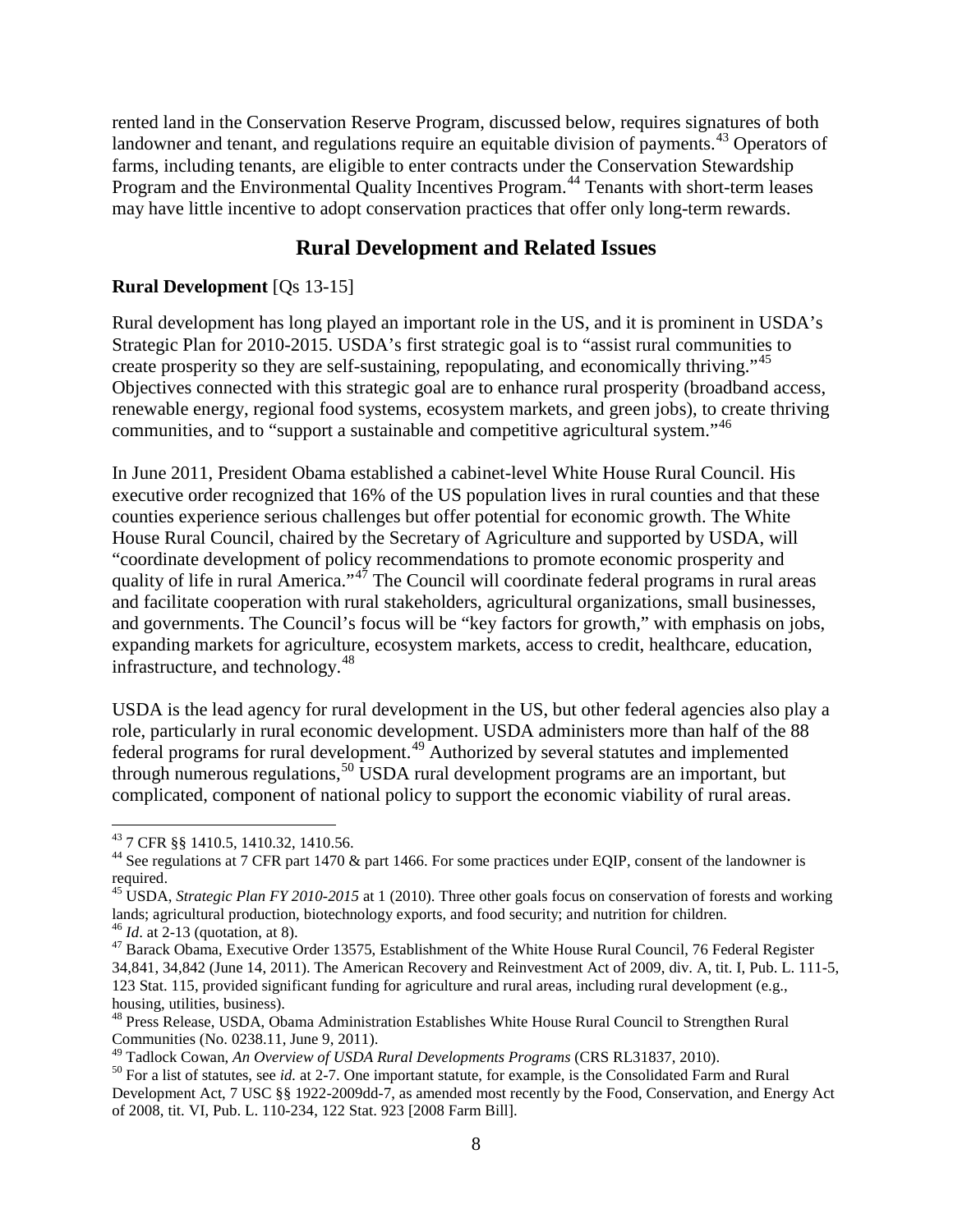rented land in the Conservation Reserve Program, discussed below, requires signatures of both landowner and tenant, and regulations require an equitable division of payments.[43] Operators of farms, including tenants, are eligible to enter contracts under the Conservation Stewardship Program and the Environmental Quality Incentives Program.[44] Tenants with short-term leases may have little incentive to adopt conservation practices that offer only long-term rewards.

## Rural Development and Related Issues

**Rural Development** [Qs 13-15]

Rural development has long played an important role in the US, and it is prominent in USDA's Strategic Plan for 2010-2015. USDA's first strategic goal is to "assist rural communities to create prosperity so they are self-sustaining, repopulating, and economically thriving."[45] Objectives connected with this strategic goal are to enhance rural prosperity (broadband access, renewable energy, regional food systems, ecosystem markets, and green jobs), to create thriving communities, and to "support a sustainable and competitive agricultural system."[46]

In June 2011, President Obama established a cabinet-level White House Rural Council. His executive order recognized that 16% of the US population lives in rural counties and that these counties experience serious challenges but offer potential for economic growth. The White House Rural Council, chaired by the Secretary of Agriculture and supported by USDA, will "coordinate development of policy recommendations to promote economic prosperity and quality of life in rural America."[47] The Council will coordinate federal programs in rural areas and facilitate cooperation with rural stakeholders, agricultural organizations, small businesses, and governments. The Council's focus will be "key factors for growth," with emphasis on jobs, expanding markets for agriculture, ecosystem markets, access to credit, healthcare, education, infrastructure, and technology.[48]

USDA is the lead agency for rural development in the US, but other federal agencies also play a role, particularly in rural economic development. USDA administers more than half of the 88 federal programs for rural development.[49] Authorized by several statutes and implemented through numerous regulations,[50] USDA rural development programs are an important, but complicated, component of national policy to support the economic viability of rural areas.

---

[43] 7 CFR §§ 1410.5, 1410.32, 1410.56.

[44] See regulations at 7 CFR part 1470 & part 1466. For some practices under EQIP, consent of the landowner is required.

[45] USDA, *Strategic Plan FY 2010-2015* at 1 (2010). Three other goals focus on conservation of forests and working lands; agricultural production, biotechnology exports, and food security; and nutrition for children.

[46] *Id*. at 2-13 (quotation, at 8).

[47] Barack Obama, Executive Order 13575, Establishment of the White House Rural Council, 76 Federal Register 34,841, 34,842 (June 14, 2011). The American Recovery and Reinvestment Act of 2009, div. A, tit. I, Pub. L. 111-5, 123 Stat. 115, provided significant funding for agriculture and rural areas, including rural development (e.g., housing, utilities, business).

[48] Press Release, USDA, Obama Administration Establishes White House Rural Council to Strengthen Rural Communities (No. 0238.11, June 9, 2011).

[49] Tadlock Cowan, *An Overview of USDA Rural Developments Programs* (CRS RL31837, 2010).

[50] For a list of statutes, see *id.* at 2-7. One important statute, for example, is the Consolidated Farm and Rural Development Act, 7 USC §§ 1922-2009dd-7, as amended most recently by the Food, Conservation, and Energy Act of 2008, tit. VI, Pub. L. 110-234, 122 Stat. 923 [2008 Farm Bill].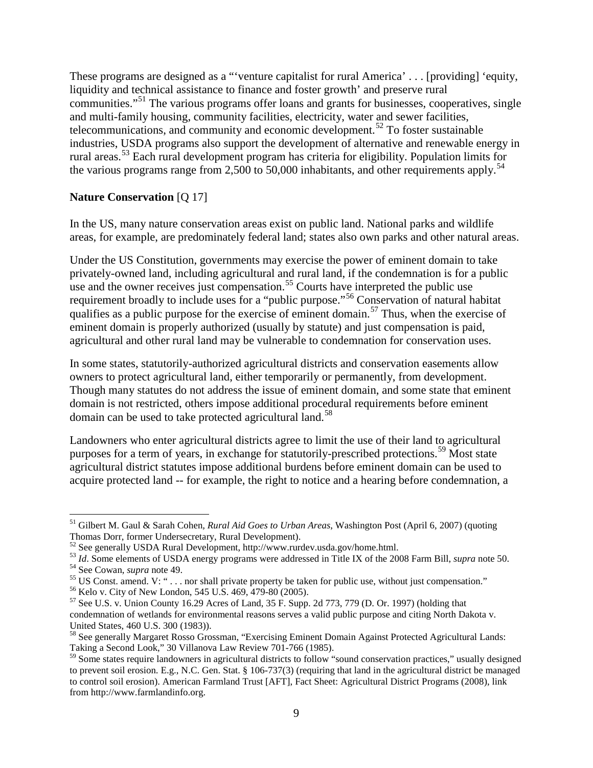These programs are designed as a "'venture capitalist for rural America' . . . [providing] 'equity, liquidity and technical assistance to finance and foster growth' and preserve rural communities."[51] The various programs offer loans and grants for businesses, cooperatives, single and multi-family housing, community facilities, electricity, water and sewer facilities, telecommunications, and community and economic development.[52] To foster sustainable industries, USDA programs also support the development of alternative and renewable energy in rural areas.[53] Each rural development program has criteria for eligibility. Population limits for the various programs range from 2,500 to 50,000 inhabitants, and other requirements apply.[54]

**Nature Conservation** [Q 17]

In the US, many nature conservation areas exist on public land. National parks and wildlife areas, for example, are predominately federal land; states also own parks and other natural areas.

Under the US Constitution, governments may exercise the power of eminent domain to take privately-owned land, including agricultural and rural land, if the condemnation is for a public use and the owner receives just compensation.[55] Courts have interpreted the public use requirement broadly to include uses for a "public purpose."[56] Conservation of natural habitat qualifies as a public purpose for the exercise of eminent domain.[57] Thus, when the exercise of eminent domain is properly authorized (usually by statute) and just compensation is paid, agricultural and other rural land may be vulnerable to condemnation for conservation uses.

In some states, statutorily-authorized agricultural districts and conservation easements allow owners to protect agricultural land, either temporarily or permanently, from development. Though many statutes do not address the issue of eminent domain, and some state that eminent domain is not restricted, others impose additional procedural requirements before eminent domain can be used to take protected agricultural land.[58]

Landowners who enter agricultural districts agree to limit the use of their land to agricultural purposes for a term of years, in exchange for statutorily-prescribed protections.[59] Most state agricultural district statutes impose additional burdens before eminent domain can be used to acquire protected land -- for example, the right to notice and a hearing before condemnation, a

---

[51] Gilbert M. Gaul & Sarah Cohen, *Rural Aid Goes to Urban Areas*, Washington Post (April 6, 2007) (quoting Thomas Dorr, former Undersecretary, Rural Development).

[52] See generally USDA Rural Development, http://www.rurdev.usda.gov/home.html.

[53] *Id*. Some elements of USDA energy programs were addressed in Title IX of the 2008 Farm Bill, *supra* note 50.

[54] See Cowan, *supra* note 49.

[55] US Const. amend. V: " . . . nor shall private property be taken for public use, without just compensation."

[56] Kelo v. City of New London, 545 U.S. 469, 479-80 (2005).

[57] See U.S. v. Union County 16.29 Acres of Land, 35 F. Supp. 2d 773, 779 (D. Or. 1997) (holding that condemnation of wetlands for environmental reasons serves a valid public purpose and citing North Dakota v. United States, 460 U.S. 300 (1983)).

[58] See generally Margaret Rosso Grossman, "Exercising Eminent Domain Against Protected Agricultural Lands: Taking a Second Look," 30 Villanova Law Review 701-766 (1985).

[59] Some states require landowners in agricultural districts to follow "sound conservation practices," usually designed to prevent soil erosion. E.g., N.C. Gen. Stat. § 106-737(3) (requiring that land in the agricultural district be managed to control soil erosion). American Farmland Trust [AFT], Fact Sheet: Agricultural District Programs (2008), link from http://www.farmlandinfo.org.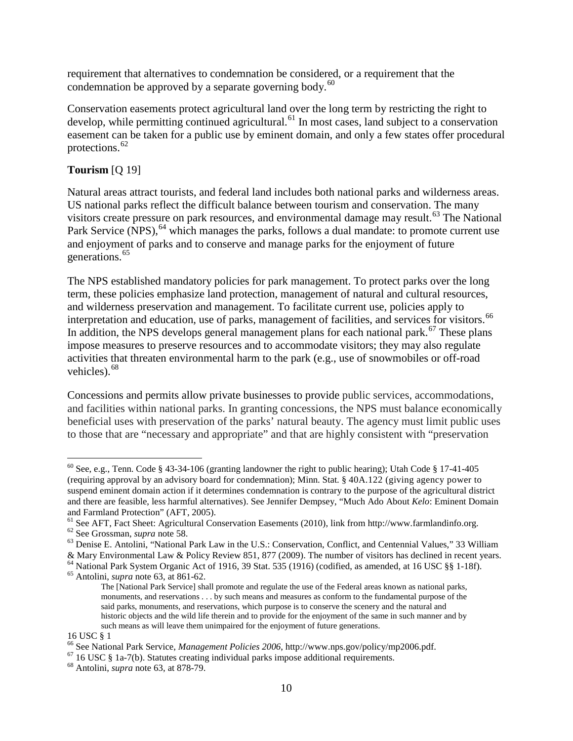requirement that alternatives to condemnation be considered, or a requirement that the condemnation be approved by a separate governing body.[60]

Conservation easements protect agricultural land over the long term by restricting the right to develop, while permitting continued agricultural.[61] In most cases, land subject to a conservation easement can be taken for a public use by eminent domain, and only a few states offer procedural protections.[62]

**Tourism** [Q 19]

Natural areas attract tourists, and federal land includes both national parks and wilderness areas. US national parks reflect the difficult balance between tourism and conservation. The many visitors create pressure on park resources, and environmental damage may result.[63] The National Park Service (NPS),[64] which manages the parks, follows a dual mandate: to promote current use and enjoyment of parks and to conserve and manage parks for the enjoyment of future generations.[65]

The NPS established mandatory policies for park management. To protect parks over the long term, these policies emphasize land protection, management of natural and cultural resources, and wilderness preservation and management. To facilitate current use, policies apply to interpretation and education, use of parks, management of facilities, and services for visitors.[66] In addition, the NPS develops general management plans for each national park.[67] These plans impose measures to preserve resources and to accommodate visitors; they may also regulate activities that threaten environmental harm to the park (e.g., use of snowmobiles or off-road vehicles).[68]

Concessions and permits allow private businesses to provide public services, accommodations, and facilities within national parks. In granting concessions, the NPS must balance economically beneficial uses with preservation of the parks' natural beauty. The agency must limit public uses to those that are "necessary and appropriate" and that are highly consistent with "preservation

---

[60] See, e.g., Tenn. Code § 43-34-106 (granting landowner the right to public hearing); Utah Code § 17-41-405 (requiring approval by an advisory board for condemnation); Minn. Stat. § 40A.122 (giving agency power to suspend eminent domain action if it determines condemnation is contrary to the purpose of the agricultural district and there are feasible, less harmful alternatives). See Jennifer Dempsey, "Much Ado About *Kelo*: Eminent Domain and Farmland Protection" (AFT, 2005).

[61] See AFT, Fact Sheet: Agricultural Conservation Easements (2010), link from http://www.farmlandinfo.org.

[62] See Grossman, *supra* note 58.

[63] Denise E. Antolini, "National Park Law in the U.S.: Conservation, Conflict, and Centennial Values," 33 William & Mary Environmental Law & Policy Review 851, 877 (2009). The number of visitors has declined in recent years.

[64] National Park System Organic Act of 1916, 39 Stat. 535 (1916) (codified, as amended, at 16 USC §§ 1-18f).

[65] Antolini, *supra* note 63, at 861-62.

> The [National Park Service] shall promote and regulate the use of the Federal areas known as national parks, monuments, and reservations . . . by such means and measures as conform to the fundamental purpose of the said parks, monuments, and reservations, which purpose is to conserve the scenery and the natural and historic objects and the wild life therein and to provide for the enjoyment of the same in such manner and by such means as will leave them unimpaired for the enjoyment of future generations.

16 USC § 1

[66] See National Park Service, *Management Policies 2006*, http://www.nps.gov/policy/mp2006.pdf.

[67] 16 USC § 1a-7(b). Statutes creating individual parks impose additional requirements.

[68] Antolini, *supra* note 63, at 878-79.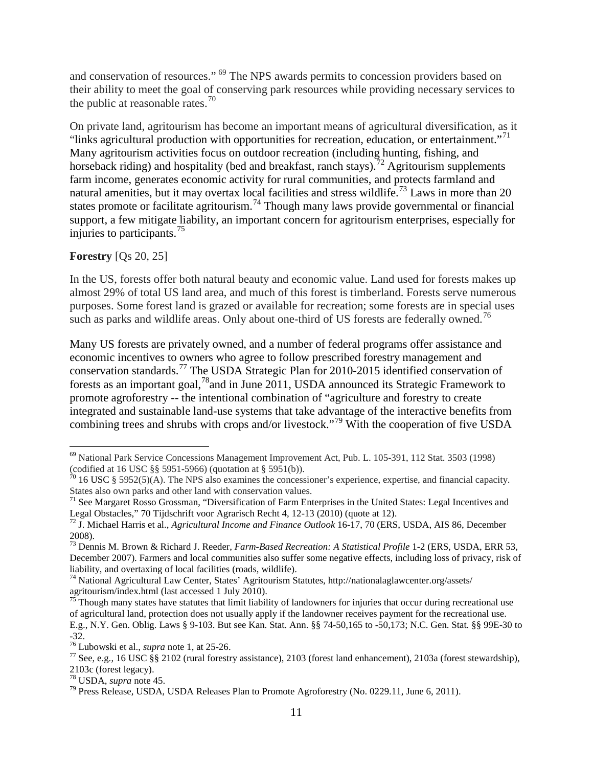and conservation of resources." [69] The NPS awards permits to concession providers based on their ability to meet the goal of conserving park resources while providing necessary services to the public at reasonable rates.[70]

On private land, agritourism has become an important means of agricultural diversification, as it "links agricultural production with opportunities for recreation, education, or entertainment."[71] Many agritourism activities focus on outdoor recreation (including hunting, fishing, and horseback riding) and hospitality (bed and breakfast, ranch stays).[72] Agritourism supplements farm income, generates economic activity for rural communities, and protects farmland and natural amenities, but it may overtax local facilities and stress wildlife.[73] Laws in more than 20 states promote or facilitate agritourism.[74] Though many laws provide governmental or financial support, a few mitigate liability, an important concern for agritourism enterprises, especially for injuries to participants.[75]

**Forestry** [Qs 20, 25]

In the US, forests offer both natural beauty and economic value. Land used for forests makes up almost 29% of total US land area, and much of this forest is timberland. Forests serve numerous purposes. Some forest land is grazed or available for recreation; some forests are in special uses such as parks and wildlife areas. Only about one-third of US forests are federally owned.[76]

Many US forests are privately owned, and a number of federal programs offer assistance and economic incentives to owners who agree to follow prescribed forestry management and conservation standards.[77] The USDA Strategic Plan for 2010-2015 identified conservation of forests as an important goal,[78] and in June 2011, USDA announced its Strategic Framework to promote agroforestry -- the intentional combination of "agriculture and forestry to create integrated and sustainable land-use systems that take advantage of the interactive benefits from combining trees and shrubs with crops and/or livestock."[79] With the cooperation of five USDA

---

[69] National Park Service Concessions Management Improvement Act, Pub. L. 105-391, 112 Stat. 3503 (1998) (codified at 16 USC §§ 5951-5966) (quotation at § 5951(b)).

[70] 16 USC § 5952(5)(A). The NPS also examines the concessioner's experience, expertise, and financial capacity. States also own parks and other land with conservation values.

[71] See Margaret Rosso Grossman, "Diversification of Farm Enterprises in the United States: Legal Incentives and Legal Obstacles," 70 Tijdschrift voor Agrarisch Recht 4, 12-13 (2010) (quote at 12).

[72] J. Michael Harris et al., *Agricultural Income and Finance Outlook* 16-17, 70 (ERS, USDA, AIS 86, December 2008).

[73] Dennis M. Brown & Richard J. Reeder, *Farm-Based Recreation: A Statistical Profile* 1-2 (ERS, USDA, ERR 53, December 2007). Farmers and local communities also suffer some negative effects, including loss of privacy, risk of liability, and overtaxing of local facilities (roads, wildlife).

[74] National Agricultural Law Center, States' Agritourism Statutes, http://nationalaglawcenter.org/assets/agritourism/index.html (last accessed 1 July 2010).

[75] Though many states have statutes that limit liability of landowners for injuries that occur during recreational use of agricultural land, protection does not usually apply if the landowner receives payment for the recreational use. E.g., N.Y. Gen. Oblig. Laws § 9-103. But see Kan. Stat. Ann. §§ 74-50,165 to -50,173; N.C. Gen. Stat. §§ 99E-30 to -32.

[76] Lubowski et al., *supra* note 1, at 25-26.

[77] See, e.g., 16 USC §§ 2102 (rural forestry assistance), 2103 (forest land enhancement), 2103a (forest stewardship), 2103c (forest legacy).

[78] USDA, *supra* note 45.

[79] Press Release, USDA, USDA Releases Plan to Promote Agroforestry (No. 0229.11, June 6, 2011).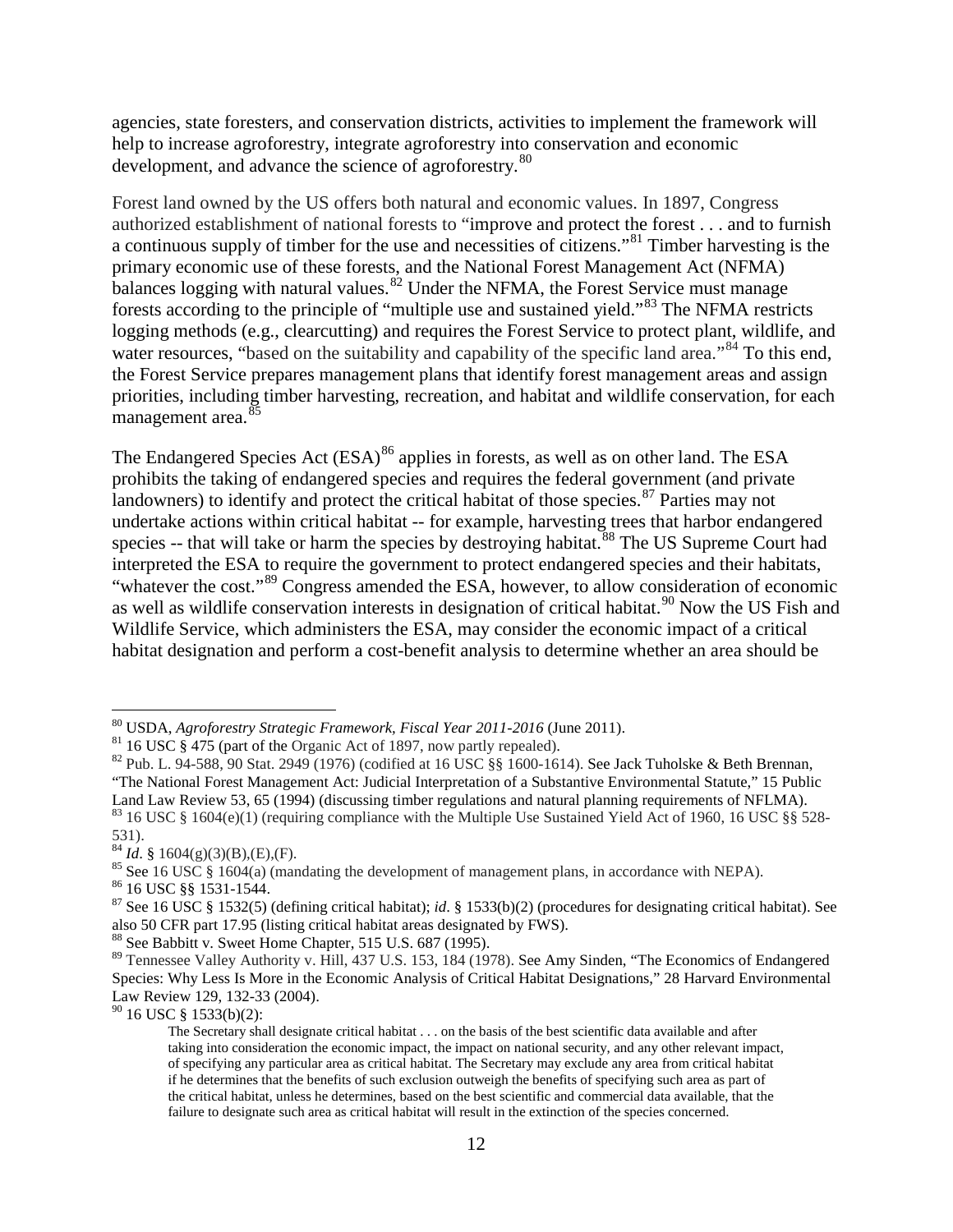agencies, state foresters, and conservation districts, activities to implement the framework will help to increase agroforestry, integrate agroforestry into conservation and economic development, and advance the science of agroforestry.[80]

Forest land owned by the US offers both natural and economic values. In 1897, Congress authorized establishment of national forests to "improve and protect the forest . . . and to furnish a continuous supply of timber for the use and necessities of citizens."[81] Timber harvesting is the primary economic use of these forests, and the National Forest Management Act (NFMA) balances logging with natural values.[82] Under the NFMA, the Forest Service must manage forests according to the principle of "multiple use and sustained yield."[83] The NFMA restricts logging methods (e.g., clearcutting) and requires the Forest Service to protect plant, wildlife, and water resources, "based on the suitability and capability of the specific land area."[84] To this end, the Forest Service prepares management plans that identify forest management areas and assign priorities, including timber harvesting, recreation, and habitat and wildlife conservation, for each management area.[85]

The Endangered Species Act (ESA)[86] applies in forests, as well as on other land. The ESA prohibits the taking of endangered species and requires the federal government (and private landowners) to identify and protect the critical habitat of those species.[87] Parties may not undertake actions within critical habitat -- for example, harvesting trees that harbor endangered species -- that will take or harm the species by destroying habitat.[88] The US Supreme Court had interpreted the ESA to require the government to protect endangered species and their habitats, "whatever the cost."[89] Congress amended the ESA, however, to allow consideration of economic as well as wildlife conservation interests in designation of critical habitat.[90] Now the US Fish and Wildlife Service, which administers the ESA, may consider the economic impact of a critical habitat designation and perform a cost-benefit analysis to determine whether an area should be

---

[80] USDA, *Agroforestry Strategic Framework, Fiscal Year 2011-2016* (June 2011).

[81] 16 USC § 475 (part of the Organic Act of 1897, now partly repealed).

[82] Pub. L. 94-588, 90 Stat. 2949 (1976) (codified at 16 USC §§ 1600-1614). See Jack Tuholske & Beth Brennan, "The National Forest Management Act: Judicial Interpretation of a Substantive Environmental Statute," 15 Public Land Law Review 53, 65 (1994) (discussing timber regulations and natural planning requirements of NFLMA).

[83] 16 USC § 1604(e)(1) (requiring compliance with the Multiple Use Sustained Yield Act of 1960, 16 USC §§ 528-531).

[84] *Id*. § 1604(g)(3)(B),(E),(F).

[85] See 16 USC § 1604(a) (mandating the development of management plans, in accordance with NEPA).

[86] 16 USC §§ 1531-1544.

[87] See 16 USC § 1532(5) (defining critical habitat); *id*. § 1533(b)(2) (procedures for designating critical habitat). See also 50 CFR part 17.95 (listing critical habitat areas designated by FWS).

[88] See Babbitt v. Sweet Home Chapter, 515 U.S. 687 (1995).

[89] Tennessee Valley Authority v. Hill, 437 U.S. 153, 184 (1978). See Amy Sinden, "The Economics of Endangered Species: Why Less Is More in the Economic Analysis of Critical Habitat Designations," 28 Harvard Environmental Law Review 129, 132-33 (2004).

[90] 16 USC § 1533(b)(2):

> The Secretary shall designate critical habitat . . . on the basis of the best scientific data available and after taking into consideration the economic impact, the impact on national security, and any other relevant impact, of specifying any particular area as critical habitat. The Secretary may exclude any area from critical habitat if he determines that the benefits of such exclusion outweigh the benefits of specifying such area as part of the critical habitat, unless he determines, based on the best scientific and commercial data available, that the failure to designate such area as critical habitat will result in the extinction of the species concerned.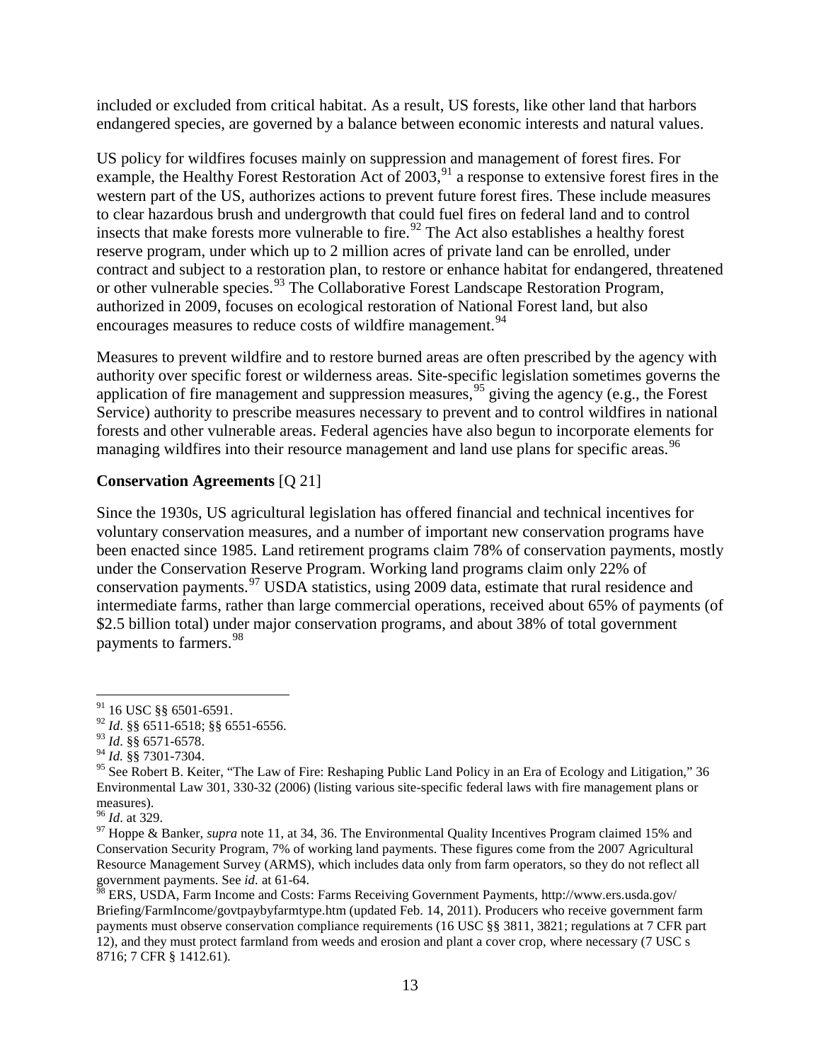included or excluded from critical habitat. As a result, US forests, like other land that harbors endangered species, are governed by a balance between economic interests and natural values.

US policy for wildfires focuses mainly on suppression and management of forest fires. For example, the Healthy Forest Restoration Act of 2003,[91] a response to extensive forest fires in the western part of the US, authorizes actions to prevent future forest fires. These include measures to clear hazardous brush and undergrowth that could fuel fires on federal land and to control insects that make forests more vulnerable to fire.[92] The Act also establishes a healthy forest reserve program, under which up to 2 million acres of private land can be enrolled, under contract and subject to a restoration plan, to restore or enhance habitat for endangered, threatened or other vulnerable species.[93] The Collaborative Forest Landscape Restoration Program, authorized in 2009, focuses on ecological restoration of National Forest land, but also encourages measures to reduce costs of wildfire management.[94]

Measures to prevent wildfire and to restore burned areas are often prescribed by the agency with authority over specific forest or wilderness areas. Site-specific legislation sometimes governs the application of fire management and suppression measures,[95] giving the agency (e.g., the Forest Service) authority to prescribe measures necessary to prevent and to control wildfires in national forests and other vulnerable areas. Federal agencies have also begun to incorporate elements for managing wildfires into their resource management and land use plans for specific areas.[96]

**Conservation Agreements** [Q 21]

Since the 1930s, US agricultural legislation has offered financial and technical incentives for voluntary conservation measures, and a number of important new conservation programs have been enacted since 1985. Land retirement programs claim 78% of conservation payments, mostly under the Conservation Reserve Program. Working land programs claim only 22% of conservation payments.[97] USDA statistics, using 2009 data, estimate that rural residence and intermediate farms, rather than large commercial operations, received about 65% of payments (of $2.5 billion total) under major conservation programs, and about 38% of total government payments to farmers.[98]

---

[91] 16 USC §§ 6501-6591.

[92] *Id*. §§ 6511-6518; §§ 6551-6556.

[93] *Id*. §§ 6571-6578.

[94] *Id.* §§ 7301-7304.

[95] See Robert B. Keiter, "The Law of Fire: Reshaping Public Land Policy in an Era of Ecology and Litigation," 36 Environmental Law 301, 330-32 (2006) (listing various site-specific federal laws with fire management plans or measures).

[96] *Id*. at 329.

[97] Hoppe & Banker, *supra* note 11, at 34, 36. The Environmental Quality Incentives Program claimed 15% and Conservation Security Program, 7% of working land payments. These figures come from the 2007 Agricultural Resource Management Survey (ARMS), which includes data only from farm operators, so they do not reflect all government payments. See *id*. at 61-64.

[98] ERS, USDA, Farm Income and Costs: Farms Receiving Government Payments, http://www.ers.usda.gov/Briefing/FarmIncome/govtpaybyfarmtype.htm (updated Feb. 14, 2011). Producers who receive government farm payments must observe conservation compliance requirements (16 USC §§ 3811, 3821; regulations at 7 CFR part 12), and they must protect farmland from weeds and erosion and plant a cover crop, where necessary (7 USC s 8716; 7 CFR § 1412.61).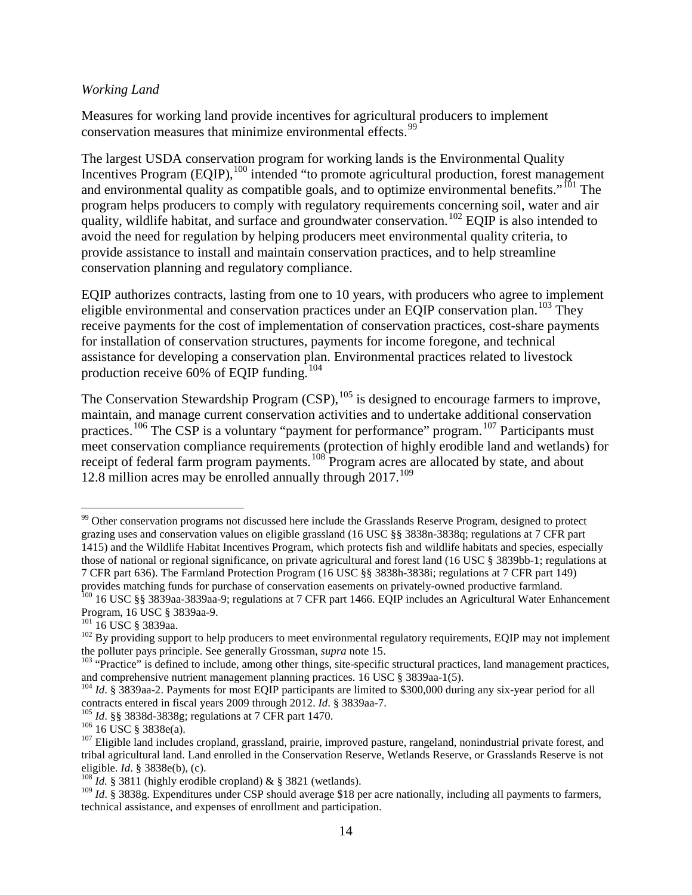*Working Land*

Measures for working land provide incentives for agricultural producers to implement conservation measures that minimize environmental effects.[99]

The largest USDA conservation program for working lands is the Environmental Quality Incentives Program (EQIP),[100] intended "to promote agricultural production, forest management and environmental quality as compatible goals, and to optimize environmental benefits."[101] The program helps producers to comply with regulatory requirements concerning soil, water and air quality, wildlife habitat, and surface and groundwater conservation.[102] EQIP is also intended to avoid the need for regulation by helping producers meet environmental quality criteria, to provide assistance to install and maintain conservation practices, and to help streamline conservation planning and regulatory compliance.

EQIP authorizes contracts, lasting from one to 10 years, with producers who agree to implement eligible environmental and conservation practices under an EQIP conservation plan.[103] They receive payments for the cost of implementation of conservation practices, cost-share payments for installation of conservation structures, payments for income foregone, and technical assistance for developing a conservation plan. Environmental practices related to livestock production receive 60% of EQIP funding.[104]

The Conservation Stewardship Program (CSP),[105] is designed to encourage farmers to improve, maintain, and manage current conservation activities and to undertake additional conservation practices.[106] The CSP is a voluntary "payment for performance" program.[107] Participants must meet conservation compliance requirements (protection of highly erodible land and wetlands) for receipt of federal farm program payments.[108] Program acres are allocated by state, and about 12.8 million acres may be enrolled annually through 2017.[109]

---

[99] Other conservation programs not discussed here include the Grasslands Reserve Program, designed to protect grazing uses and conservation values on eligible grassland (16 USC §§ 3838n-3838q; regulations at 7 CFR part 1415) and the Wildlife Habitat Incentives Program, which protects fish and wildlife habitats and species, especially those of national or regional significance, on private agricultural and forest land (16 USC § 3839bb-1; regulations at 7 CFR part 636). The Farmland Protection Program (16 USC §§ 3838h-3838i; regulations at 7 CFR part 149) provides matching funds for purchase of conservation easements on privately-owned productive farmland.

[100] 16 USC §§ 3839aa-3839aa-9; regulations at 7 CFR part 1466. EQIP includes an Agricultural Water Enhancement Program, 16 USC § 3839aa-9.

[101] 16 USC § 3839aa.

[102] By providing support to help producers to meet environmental regulatory requirements, EQIP may not implement the polluter pays principle. See generally Grossman, *supra* note 15.

[103] "Practice" is defined to include, among other things, site-specific structural practices, land management practices, and comprehensive nutrient management planning practices. 16 USC § 3839aa-1(5).

[104] *Id*. § 3839aa-2. Payments for most EQIP participants are limited to $300,000 during any six-year period for all contracts entered in fiscal years 2009 through 2012. *Id*. § 3839aa-7.

[105] *Id*. §§ 3838d-3838g; regulations at 7 CFR part 1470.

[106] 16 USC § 3838e(a).

[107] Eligible land includes cropland, grassland, prairie, improved pasture, rangeland, nonindustrial private forest, and tribal agricultural land. Land enrolled in the Conservation Reserve, Wetlands Reserve, or Grasslands Reserve is not eligible. *Id*. § 3838e(b), (c).

[108] *Id.* § 3811 (highly erodible cropland) & § 3821 (wetlands).

[109] *Id*. § 3838g. Expenditures under CSP should average $18 per acre nationally, including all payments to farmers, technical assistance, and expenses of enrollment and participation.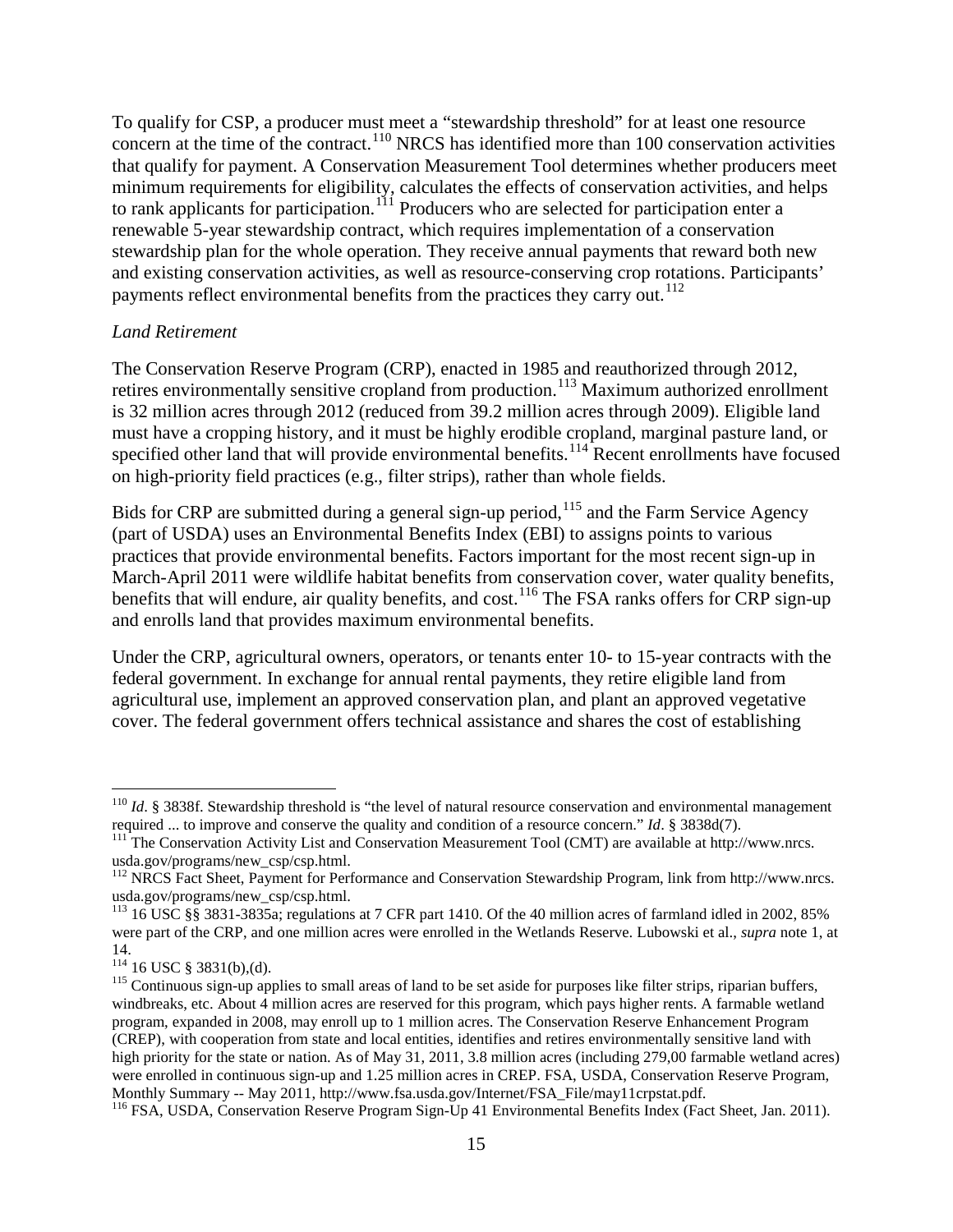To qualify for CSP, a producer must meet a "stewardship threshold" for at least one resource concern at the time of the contract.[110] NRCS has identified more than 100 conservation activities that qualify for payment. A Conservation Measurement Tool determines whether producers meet minimum requirements for eligibility, calculates the effects of conservation activities, and helps to rank applicants for participation.[111] Producers who are selected for participation enter a renewable 5-year stewardship contract, which requires implementation of a conservation stewardship plan for the whole operation. They receive annual payments that reward both new and existing conservation activities, as well as resource-conserving crop rotations. Participants' payments reflect environmental benefits from the practices they carry out.[112]

*Land Retirement*

The Conservation Reserve Program (CRP), enacted in 1985 and reauthorized through 2012, retires environmentally sensitive cropland from production.[113] Maximum authorized enrollment is 32 million acres through 2012 (reduced from 39.2 million acres through 2009). Eligible land must have a cropping history, and it must be highly erodible cropland, marginal pasture land, or specified other land that will provide environmental benefits.[114] Recent enrollments have focused on high-priority field practices (e.g., filter strips), rather than whole fields.

Bids for CRP are submitted during a general sign-up period,[115] and the Farm Service Agency (part of USDA) uses an Environmental Benefits Index (EBI) to assigns points to various practices that provide environmental benefits. Factors important for the most recent sign-up in March-April 2011 were wildlife habitat benefits from conservation cover, water quality benefits, benefits that will endure, air quality benefits, and cost.[116] The FSA ranks offers for CRP sign-up and enrolls land that provides maximum environmental benefits.

Under the CRP, agricultural owners, operators, or tenants enter 10- to 15-year contracts with the federal government. In exchange for annual rental payments, they retire eligible land from agricultural use, implement an approved conservation plan, and plant an approved vegetative cover. The federal government offers technical assistance and shares the cost of establishing

---

[110] *Id*. § 3838f. Stewardship threshold is "the level of natural resource conservation and environmental management required ... to improve and conserve the quality and condition of a resource concern." *Id*. § 3838d(7).

[111] The Conservation Activity List and Conservation Measurement Tool (CMT) are available at http://www.nrcs.usda.gov/programs/new_csp/csp.html.

[112] NRCS Fact Sheet, Payment for Performance and Conservation Stewardship Program, link from http://www.nrcs.usda.gov/programs/new_csp/csp.html.

[113] 16 USC §§ 3831-3835a; regulations at 7 CFR part 1410. Of the 40 million acres of farmland idled in 2002, 85% were part of the CRP, and one million acres were enrolled in the Wetlands Reserve. Lubowski et al., *supra* note 1, at 14.

[114] 16 USC § 3831(b),(d).

[115] Continuous sign-up applies to small areas of land to be set aside for purposes like filter strips, riparian buffers, windbreaks, etc. About 4 million acres are reserved for this program, which pays higher rents. A farmable wetland program, expanded in 2008, may enroll up to 1 million acres. The Conservation Reserve Enhancement Program (CREP), with cooperation from state and local entities, identifies and retires environmentally sensitive land with high priority for the state or nation. As of May 31, 2011, 3.8 million acres (including 279,00 farmable wetland acres) were enrolled in continuous sign-up and 1.25 million acres in CREP. FSA, USDA, Conservation Reserve Program, Monthly Summary -- May 2011, http://www.fsa.usda.gov/Internet/FSA_File/may11crpstat.pdf.

[116] FSA, USDA, Conservation Reserve Program Sign-Up 41 Environmental Benefits Index (Fact Sheet, Jan. 2011).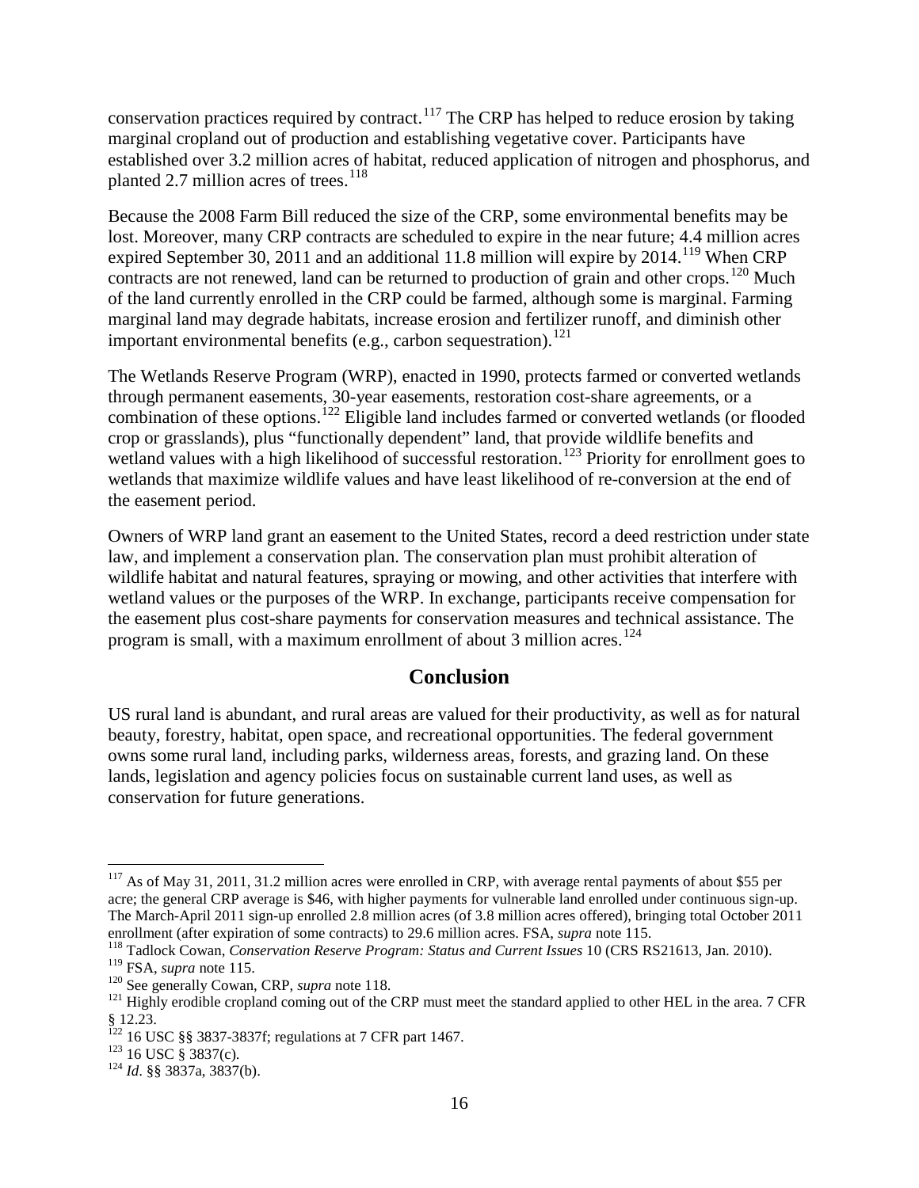conservation practices required by contract.[117] The CRP has helped to reduce erosion by taking marginal cropland out of production and establishing vegetative cover. Participants have established over 3.2 million acres of habitat, reduced application of nitrogen and phosphorus, and planted 2.7 million acres of trees.[118]

Because the 2008 Farm Bill reduced the size of the CRP, some environmental benefits may be lost. Moreover, many CRP contracts are scheduled to expire in the near future; 4.4 million acres expired September 30, 2011 and an additional 11.8 million will expire by 2014.[119] When CRP contracts are not renewed, land can be returned to production of grain and other crops.[120] Much of the land currently enrolled in the CRP could be farmed, although some is marginal. Farming marginal land may degrade habitats, increase erosion and fertilizer runoff, and diminish other important environmental benefits (e.g., carbon sequestration).[121]

The Wetlands Reserve Program (WRP), enacted in 1990, protects farmed or converted wetlands through permanent easements, 30-year easements, restoration cost-share agreements, or a combination of these options.[122] Eligible land includes farmed or converted wetlands (or flooded crop or grasslands), plus "functionally dependent" land, that provide wildlife benefits and wetland values with a high likelihood of successful restoration.[123] Priority for enrollment goes to wetlands that maximize wildlife values and have least likelihood of re-conversion at the end of the easement period.

Owners of WRP land grant an easement to the United States, record a deed restriction under state law, and implement a conservation plan. The conservation plan must prohibit alteration of wildlife habitat and natural features, spraying or mowing, and other activities that interfere with wetland values or the purposes of the WRP. In exchange, participants receive compensation for the easement plus cost-share payments for conservation measures and technical assistance. The program is small, with a maximum enrollment of about 3 million acres.[124]

## Conclusion

US rural land is abundant, and rural areas are valued for their productivity, as well as for natural beauty, forestry, habitat, open space, and recreational opportunities. The federal government owns some rural land, including parks, wilderness areas, forests, and grazing land. On these lands, legislation and agency policies focus on sustainable current land uses, as well as conservation for future generations.

---

[117] As of May 31, 2011, 31.2 million acres were enrolled in CRP, with average rental payments of about $55 per acre; the general CRP average is $46, with higher payments for vulnerable land enrolled under continuous sign-up. The March-April 2011 sign-up enrolled 2.8 million acres (of 3.8 million acres offered), bringing total October 2011 enrollment (after expiration of some contracts) to 29.6 million acres. FSA, *supra* note 115.

[118] Tadlock Cowan, *Conservation Reserve Program: Status and Current Issues* 10 (CRS RS21613, Jan. 2010).

[119] FSA, *supra* note 115.

[120] See generally Cowan, CRP, *supra* note 118.

[121] Highly erodible cropland coming out of the CRP must meet the standard applied to other HEL in the area. 7 CFR § 12.23.

[122] 16 USC §§ 3837-3837f; regulations at 7 CFR part 1467.

[123] 16 USC § 3837(c).

[124] *Id*. §§ 3837a, 3837(b).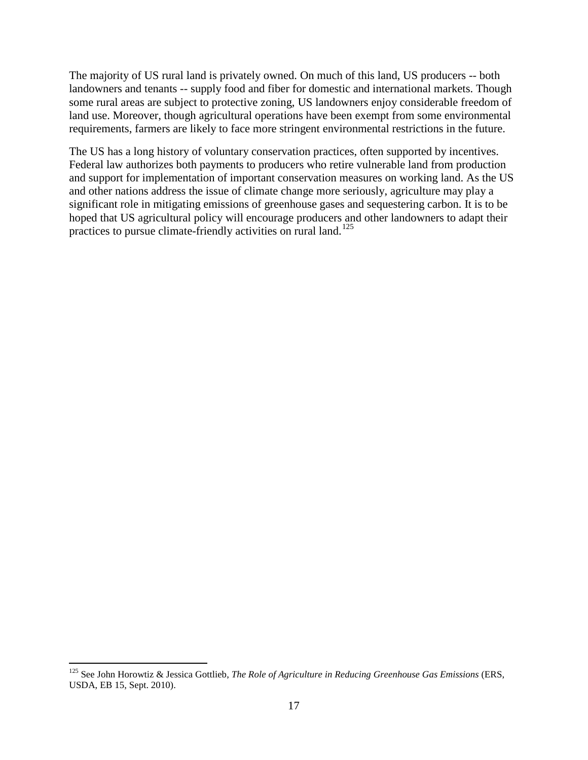The majority of US rural land is privately owned. On much of this land, US producers -- both landowners and tenants -- supply food and fiber for domestic and international markets. Though some rural areas are subject to protective zoning, US landowners enjoy considerable freedom of land use. Moreover, though agricultural operations have been exempt from some environmental requirements, farmers are likely to face more stringent environmental restrictions in the future.

The US has a long history of voluntary conservation practices, often supported by incentives. Federal law authorizes both payments to producers who retire vulnerable land from production and support for implementation of important conservation measures on working land. As the US and other nations address the issue of climate change more seriously, agriculture may play a significant role in mitigating emissions of greenhouse gases and sequestering carbon. It is to be hoped that US agricultural policy will encourage producers and other landowners to adapt their practices to pursue climate-friendly activities on rural land.[125]

[125] See John Horowtiz & Jessica Gottlieb, *The Role of Agriculture in Reducing Greenhouse Gas Emissions* (ERS, USDA, EB 15, Sept. 2010).